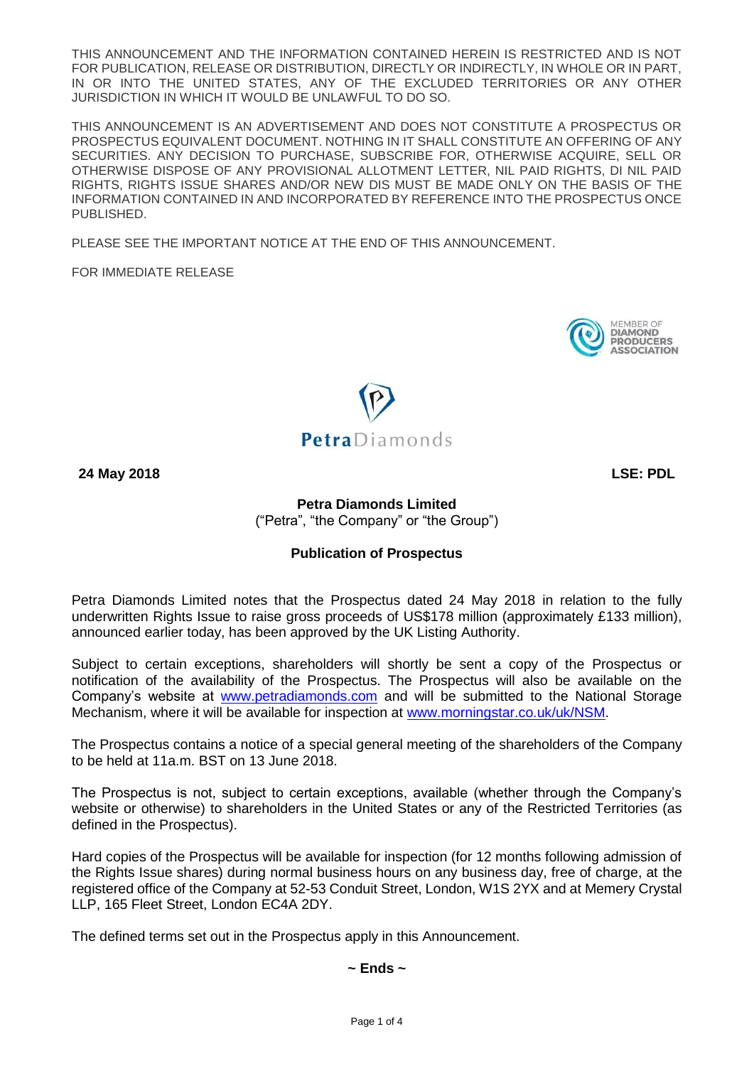THIS ANNOUNCEMENT AND THE INFORMATION CONTAINED HEREIN IS RESTRICTED AND IS NOT FOR PUBLICATION, RELEASE OR DISTRIBUTION, DIRECTLY OR INDIRECTLY, IN WHOLE OR IN PART, IN OR INTO THE UNITED STATES, ANY OF THE EXCLUDED TERRITORIES OR ANY OTHER JURISDICTION IN WHICH IT WOULD BE UNLAWFUL TO DO SO.

THIS ANNOUNCEMENT IS AN ADVERTISEMENT AND DOES NOT CONSTITUTE A PROSPECTUS OR PROSPECTUS EQUIVALENT DOCUMENT. NOTHING IN IT SHALL CONSTITUTE AN OFFERING OF ANY SECURITIES. ANY DECISION TO PURCHASE, SUBSCRIBE FOR, OTHERWISE ACQUIRE, SELL OR OTHERWISE DISPOSE OF ANY PROVISIONAL ALLOTMENT LETTER, NIL PAID RIGHTS, DI NIL PAID RIGHTS, RIGHTS ISSUE SHARES AND/OR NEW DIS MUST BE MADE ONLY ON THE BASIS OF THE INFORMATION CONTAINED IN AND INCORPORATED BY REFERENCE INTO THE PROSPECTUS ONCE PUBLISHED.

PLEASE SEE THE IMPORTANT NOTICE AT THE END OF THIS ANNOUNCEMENT.

FOR IMMEDIATE RELEASE

MEMBER OF DIAMOND PRODUCERS ASSOCIATION

PetraDiamonds

**24 May 2018** **LSE: PDL**

**Petra Diamonds Limited**
("Petra", "the Company" or "the Group")

**Publication of Prospectus**

Petra Diamonds Limited notes that the Prospectus dated 24 May 2018 in relation to the fully underwritten Rights Issue to raise gross proceeds of US$178 million (approximately £133 million), announced earlier today, has been approved by the UK Listing Authority.

Subject to certain exceptions, shareholders will shortly be sent a copy of the Prospectus or notification of the availability of the Prospectus. The Prospectus will also be available on the Company's website at www.petradiamonds.com and will be submitted to the National Storage Mechanism, where it will be available for inspection at www.morningstar.co.uk/uk/NSM.

The Prospectus contains a notice of a special general meeting of the shareholders of the Company to be held at 11a.m. BST on 13 June 2018.

The Prospectus is not, subject to certain exceptions, available (whether through the Company's website or otherwise) to shareholders in the United States or any of the Restricted Territories (as defined in the Prospectus).

Hard copies of the Prospectus will be available for inspection (for 12 months following admission of the Rights Issue shares) during normal business hours on any business day, free of charge, at the registered office of the Company at 52-53 Conduit Street, London, W1S 2YX and at Memery Crystal LLP, 165 Fleet Street, London EC4A 2DY.

The defined terms set out in the Prospectus apply in this Announcement.

**~ Ends ~**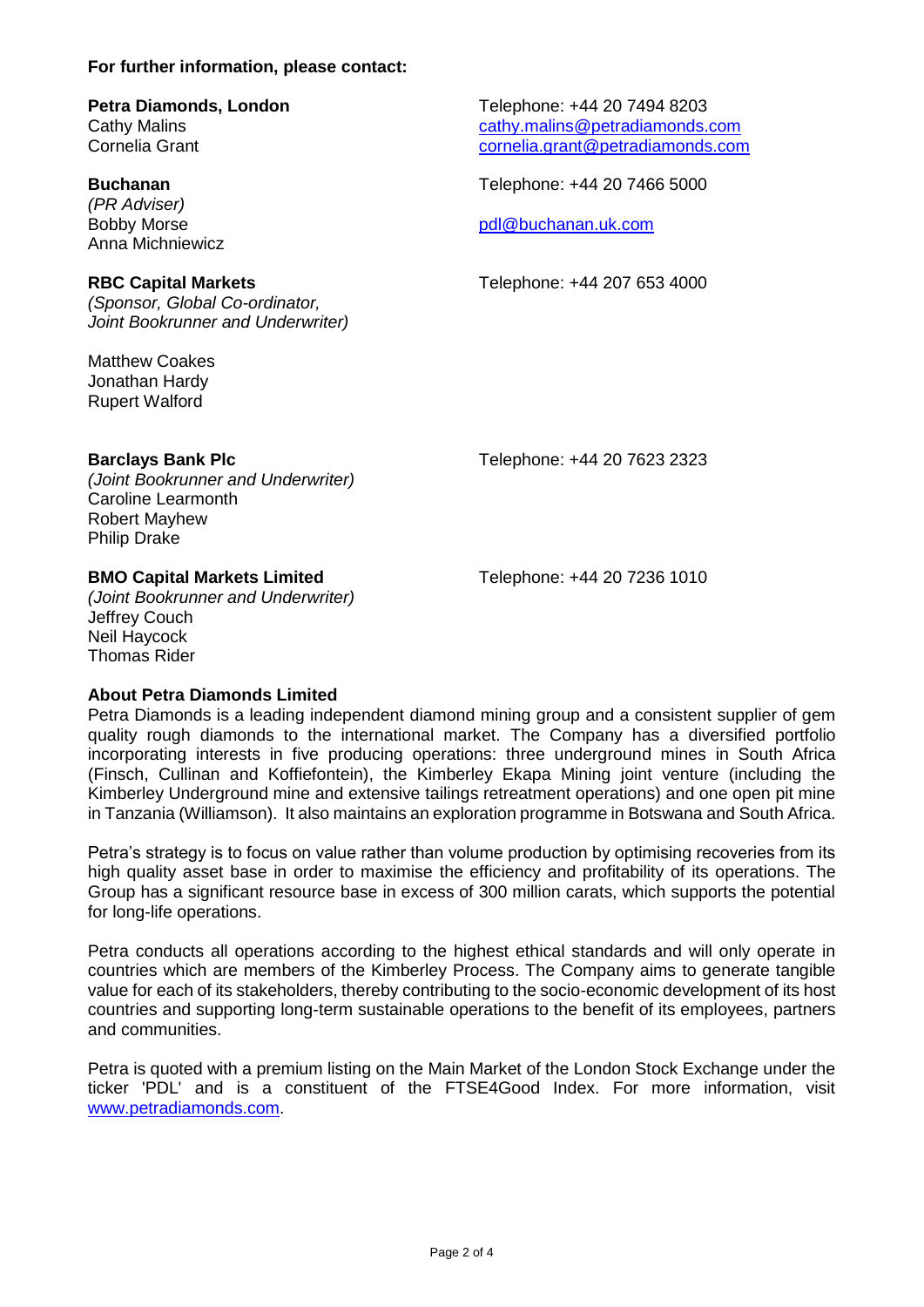**For further information, please contact:**

**Petra Diamonds, London**
Cathy Malins
Cornelia Grant

Telephone: +44 20 7494 8203
cathy.malins@petradiamonds.com
cornelia.grant@petradiamonds.com

**Buchanan**
*(PR Adviser)*
Bobby Morse
Anna Michniewicz

Telephone: +44 20 7466 5000

pdl@buchanan.uk.com

**RBC Capital Markets**
*(Sponsor, Global Co-ordinator, Joint Bookrunner and Underwriter)*

Telephone: +44 207 653 4000

Matthew Coakes
Jonathan Hardy
Rupert Walford

**Barclays Bank Plc**
*(Joint Bookrunner and Underwriter)*
Caroline Learmonth
Robert Mayhew
Philip Drake

Telephone: +44 20 7623 2323

**BMO Capital Markets Limited**
*(Joint Bookrunner and Underwriter)*
Jeffrey Couch
Neil Haycock
Thomas Rider

Telephone: +44 20 7236 1010

**About Petra Diamonds Limited**

Petra Diamonds is a leading independent diamond mining group and a consistent supplier of gem quality rough diamonds to the international market. The Company has a diversified portfolio incorporating interests in five producing operations: three underground mines in South Africa (Finsch, Cullinan and Koffiefontein), the Kimberley Ekapa Mining joint venture (including the Kimberley Underground mine and extensive tailings retreatment operations) and one open pit mine in Tanzania (Williamson). It also maintains an exploration programme in Botswana and South Africa.

Petra's strategy is to focus on value rather than volume production by optimising recoveries from its high quality asset base in order to maximise the efficiency and profitability of its operations. The Group has a significant resource base in excess of 300 million carats, which supports the potential for long-life operations.

Petra conducts all operations according to the highest ethical standards and will only operate in countries which are members of the Kimberley Process. The Company aims to generate tangible value for each of its stakeholders, thereby contributing to the socio-economic development of its host countries and supporting long-term sustainable operations to the benefit of its employees, partners and communities.

Petra is quoted with a premium listing on the Main Market of the London Stock Exchange under the ticker 'PDL' and is a constituent of the FTSE4Good Index. For more information, visit www.petradiamonds.com.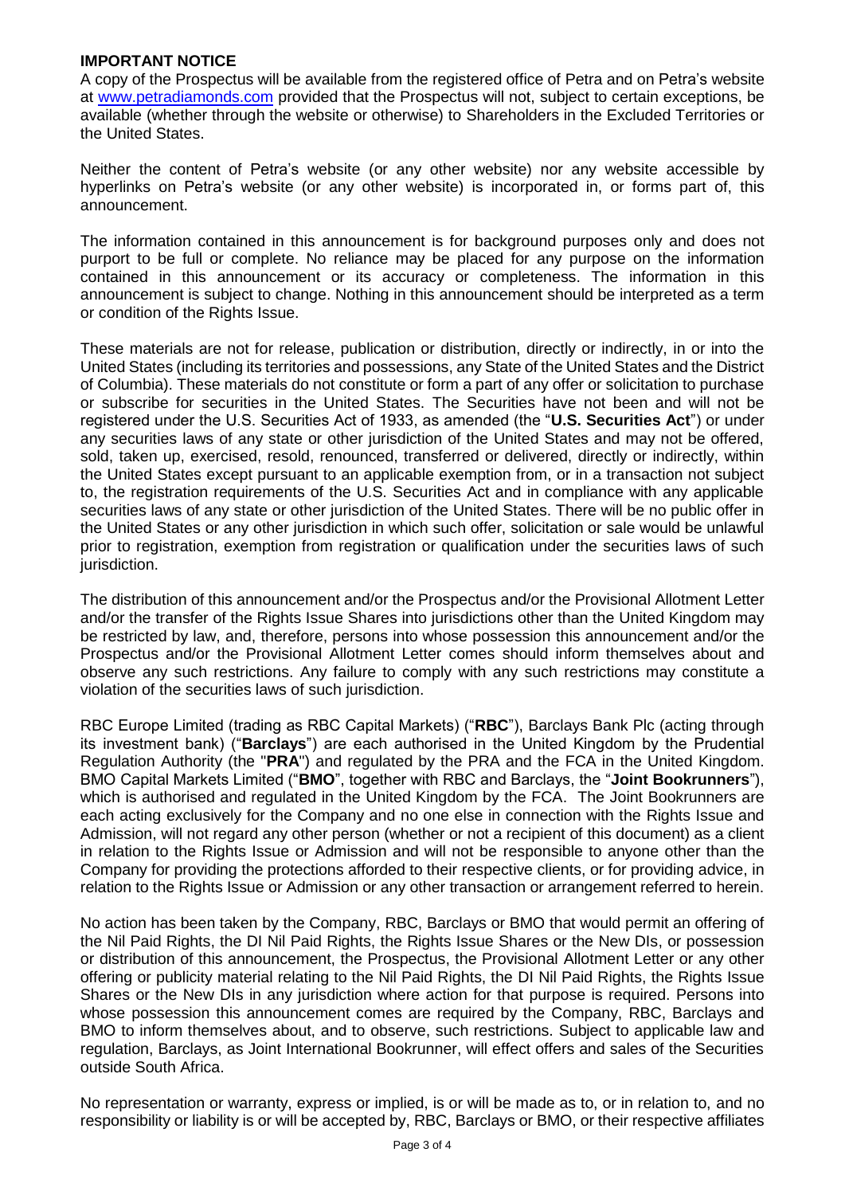**IMPORTANT NOTICE**

A copy of the Prospectus will be available from the registered office of Petra and on Petra's website at www.petradiamonds.com provided that the Prospectus will not, subject to certain exceptions, be available (whether through the website or otherwise) to Shareholders in the Excluded Territories or the United States.

Neither the content of Petra's website (or any other website) nor any website accessible by hyperlinks on Petra's website (or any other website) is incorporated in, or forms part of, this announcement.

The information contained in this announcement is for background purposes only and does not purport to be full or complete. No reliance may be placed for any purpose on the information contained in this announcement or its accuracy or completeness. The information in this announcement is subject to change. Nothing in this announcement should be interpreted as a term or condition of the Rights Issue.

These materials are not for release, publication or distribution, directly or indirectly, in or into the United States (including its territories and possessions, any State of the United States and the District of Columbia). These materials do not constitute or form a part of any offer or solicitation to purchase or subscribe for securities in the United States. The Securities have not been and will not be registered under the U.S. Securities Act of 1933, as amended (the "**U.S. Securities Act**") or under any securities laws of any state or other jurisdiction of the United States and may not be offered, sold, taken up, exercised, resold, renounced, transferred or delivered, directly or indirectly, within the United States except pursuant to an applicable exemption from, or in a transaction not subject to, the registration requirements of the U.S. Securities Act and in compliance with any applicable securities laws of any state or other jurisdiction of the United States. There will be no public offer in the United States or any other jurisdiction in which such offer, solicitation or sale would be unlawful prior to registration, exemption from registration or qualification under the securities laws of such jurisdiction.

The distribution of this announcement and/or the Prospectus and/or the Provisional Allotment Letter and/or the transfer of the Rights Issue Shares into jurisdictions other than the United Kingdom may be restricted by law, and, therefore, persons into whose possession this announcement and/or the Prospectus and/or the Provisional Allotment Letter comes should inform themselves about and observe any such restrictions. Any failure to comply with any such restrictions may constitute a violation of the securities laws of such jurisdiction.

RBC Europe Limited (trading as RBC Capital Markets) ("**RBC**"), Barclays Bank Plc (acting through its investment bank) ("**Barclays**") are each authorised in the United Kingdom by the Prudential Regulation Authority (the "**PRA**") and regulated by the PRA and the FCA in the United Kingdom. BMO Capital Markets Limited ("**BMO**", together with RBC and Barclays, the "**Joint Bookrunners**"), which is authorised and regulated in the United Kingdom by the FCA. The Joint Bookrunners are each acting exclusively for the Company and no one else in connection with the Rights Issue and Admission, will not regard any other person (whether or not a recipient of this document) as a client in relation to the Rights Issue or Admission and will not be responsible to anyone other than the Company for providing the protections afforded to their respective clients, or for providing advice, in relation to the Rights Issue or Admission or any other transaction or arrangement referred to herein.

No action has been taken by the Company, RBC, Barclays or BMO that would permit an offering of the Nil Paid Rights, the DI Nil Paid Rights, the Rights Issue Shares or the New DIs, or possession or distribution of this announcement, the Prospectus, the Provisional Allotment Letter or any other offering or publicity material relating to the Nil Paid Rights, the DI Nil Paid Rights, the Rights Issue Shares or the New DIs in any jurisdiction where action for that purpose is required. Persons into whose possession this announcement comes are required by the Company, RBC, Barclays and BMO to inform themselves about, and to observe, such restrictions. Subject to applicable law and regulation, Barclays, as Joint International Bookrunner, will effect offers and sales of the Securities outside South Africa.

No representation or warranty, express or implied, is or will be made as to, or in relation to, and no responsibility or liability is or will be accepted by, RBC, Barclays or BMO, or their respective affiliates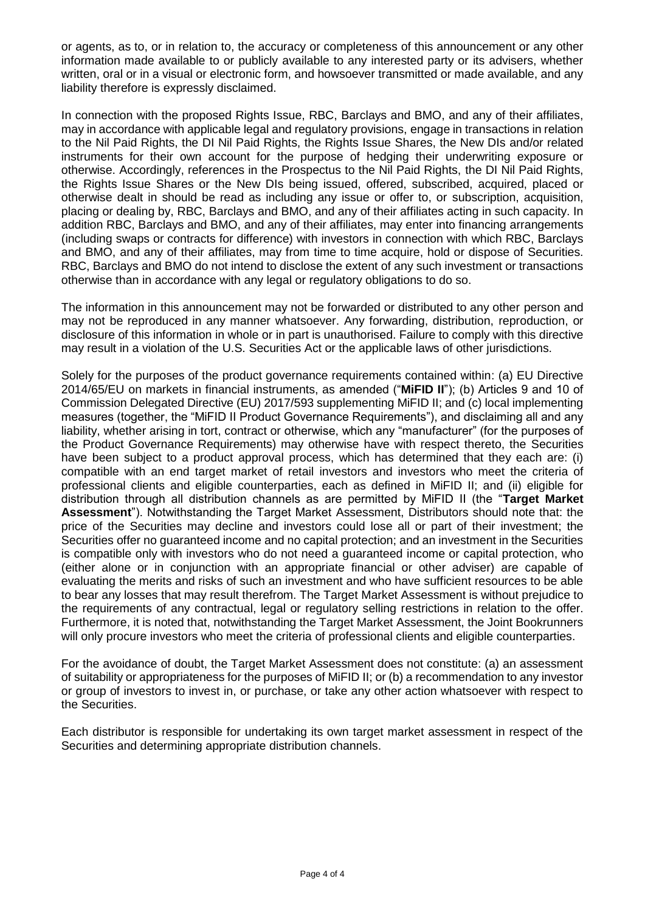or agents, as to, or in relation to, the accuracy or completeness of this announcement or any other information made available to or publicly available to any interested party or its advisers, whether written, oral or in a visual or electronic form, and howsoever transmitted or made available, and any liability therefore is expressly disclaimed.

In connection with the proposed Rights Issue, RBC, Barclays and BMO, and any of their affiliates, may in accordance with applicable legal and regulatory provisions, engage in transactions in relation to the Nil Paid Rights, the DI Nil Paid Rights, the Rights Issue Shares, the New DIs and/or related instruments for their own account for the purpose of hedging their underwriting exposure or otherwise. Accordingly, references in the Prospectus to the Nil Paid Rights, the DI Nil Paid Rights, the Rights Issue Shares or the New DIs being issued, offered, subscribed, acquired, placed or otherwise dealt in should be read as including any issue or offer to, or subscription, acquisition, placing or dealing by, RBC, Barclays and BMO, and any of their affiliates acting in such capacity. In addition RBC, Barclays and BMO, and any of their affiliates, may enter into financing arrangements (including swaps or contracts for difference) with investors in connection with which RBC, Barclays and BMO, and any of their affiliates, may from time to time acquire, hold or dispose of Securities. RBC, Barclays and BMO do not intend to disclose the extent of any such investment or transactions otherwise than in accordance with any legal or regulatory obligations to do so.

The information in this announcement may not be forwarded or distributed to any other person and may not be reproduced in any manner whatsoever. Any forwarding, distribution, reproduction, or disclosure of this information in whole or in part is unauthorised. Failure to comply with this directive may result in a violation of the U.S. Securities Act or the applicable laws of other jurisdictions.

Solely for the purposes of the product governance requirements contained within: (a) EU Directive 2014/65/EU on markets in financial instruments, as amended ("**MiFID II**"); (b) Articles 9 and 10 of Commission Delegated Directive (EU) 2017/593 supplementing MiFID II; and (c) local implementing measures (together, the "MiFID II Product Governance Requirements"), and disclaiming all and any liability, whether arising in tort, contract or otherwise, which any "manufacturer" (for the purposes of the Product Governance Requirements) may otherwise have with respect thereto, the Securities have been subject to a product approval process, which has determined that they each are: (i) compatible with an end target market of retail investors and investors who meet the criteria of professional clients and eligible counterparties, each as defined in MiFID II; and (ii) eligible for distribution through all distribution channels as are permitted by MiFID II (the "**Target Market Assessment**"). Notwithstanding the Target Market Assessment, Distributors should note that: the price of the Securities may decline and investors could lose all or part of their investment; the Securities offer no guaranteed income and no capital protection; and an investment in the Securities is compatible only with investors who do not need a guaranteed income or capital protection, who (either alone or in conjunction with an appropriate financial or other adviser) are capable of evaluating the merits and risks of such an investment and who have sufficient resources to be able to bear any losses that may result therefrom. The Target Market Assessment is without prejudice to the requirements of any contractual, legal or regulatory selling restrictions in relation to the offer. Furthermore, it is noted that, notwithstanding the Target Market Assessment, the Joint Bookrunners will only procure investors who meet the criteria of professional clients and eligible counterparties.

For the avoidance of doubt, the Target Market Assessment does not constitute: (a) an assessment of suitability or appropriateness for the purposes of MiFID II; or (b) a recommendation to any investor or group of investors to invest in, or purchase, or take any other action whatsoever with respect to the Securities.

Each distributor is responsible for undertaking its own target market assessment in respect of the Securities and determining appropriate distribution channels.